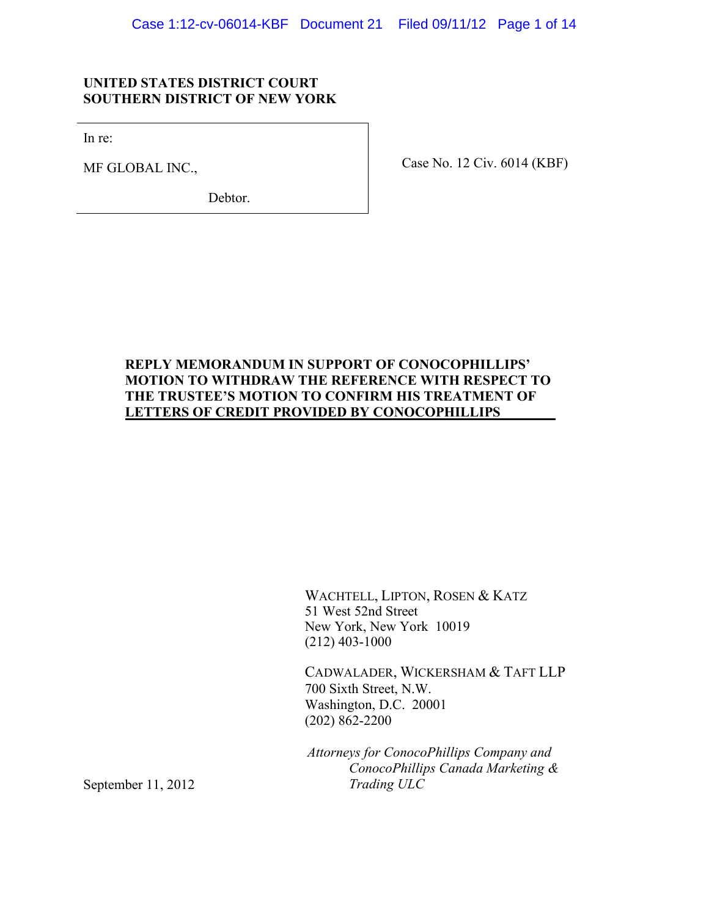**UNITED STATES DISTRICT COURT**
**SOUTHERN DISTRICT OF NEW YORK**

| | |
|---|---|
| In re:<br><br>MF GLOBAL INC.,<br><br>Debtor. | Case No. 12 Civ. 6014 (KBF) |

**REPLY MEMORANDUM IN SUPPORT OF CONOCOPHILLIPS' MOTION TO WITHDRAW THE REFERENCE WITH RESPECT TO THE TRUSTEE'S MOTION TO CONFIRM HIS TREATMENT OF LETTERS OF CREDIT PROVIDED BY CONOCOPHILLIPS**

WACHTELL, LIPTON, ROSEN & KATZ
51 West 52nd Street
New York, New York 10019
(212) 403-1000

CADWALADER, WICKERSHAM & TAFT LLP
700 Sixth Street, N.W.
Washington, D.C. 20001
(202) 862-2200

*Attorneys for ConocoPhillips Company and ConocoPhillips Canada Marketing & Trading ULC*

September 11, 2012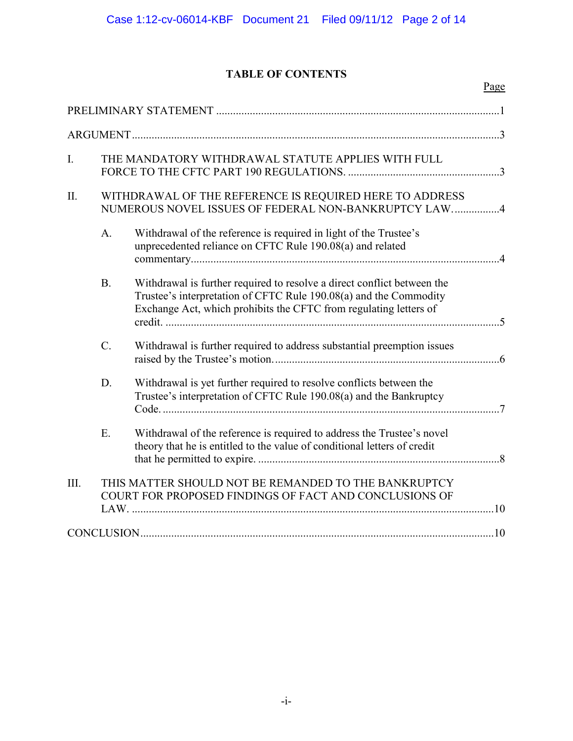# TABLE OF CONTENTS

| | | Page |
|---|---|---|
| PRELIMINARY STATEMENT | | 1 |
| ARGUMENT | | 3 |
| I. | THE MANDATORY WITHDRAWAL STATUTE APPLIES WITH FULL FORCE TO THE CFTC PART 190 REGULATIONS. | 3 |
| II. | WITHDRAWAL OF THE REFERENCE IS REQUIRED HERE TO ADDRESS NUMEROUS NOVEL ISSUES OF FEDERAL NON-BANKRUPTCY LAW. | 4 |
| | A. Withdrawal of the reference is required in light of the Trustee's unprecedented reliance on CFTC Rule 190.08(a) and related commentary | 4 |
| | B. Withdrawal is further required to resolve a direct conflict between the Trustee's interpretation of CFTC Rule 190.08(a) and the Commodity Exchange Act, which prohibits the CFTC from regulating letters of credit. | 5 |
| | C. Withdrawal is further required to address substantial preemption issues raised by the Trustee's motion. | 6 |
| | D. Withdrawal is yet further required to resolve conflicts between the Trustee's interpretation of CFTC Rule 190.08(a) and the Bankruptcy Code. | 7 |
| | E. Withdrawal of the reference is required to address the Trustee's novel theory that he is entitled to the value of conditional letters of credit that he permitted to expire. | 8 |
| III. | THIS MATTER SHOULD NOT BE REMANDED TO THE BANKRUPTCY COURT FOR PROPOSED FINDINGS OF FACT AND CONCLUSIONS OF LAW. | 10 |
| CONCLUSION | | 10 |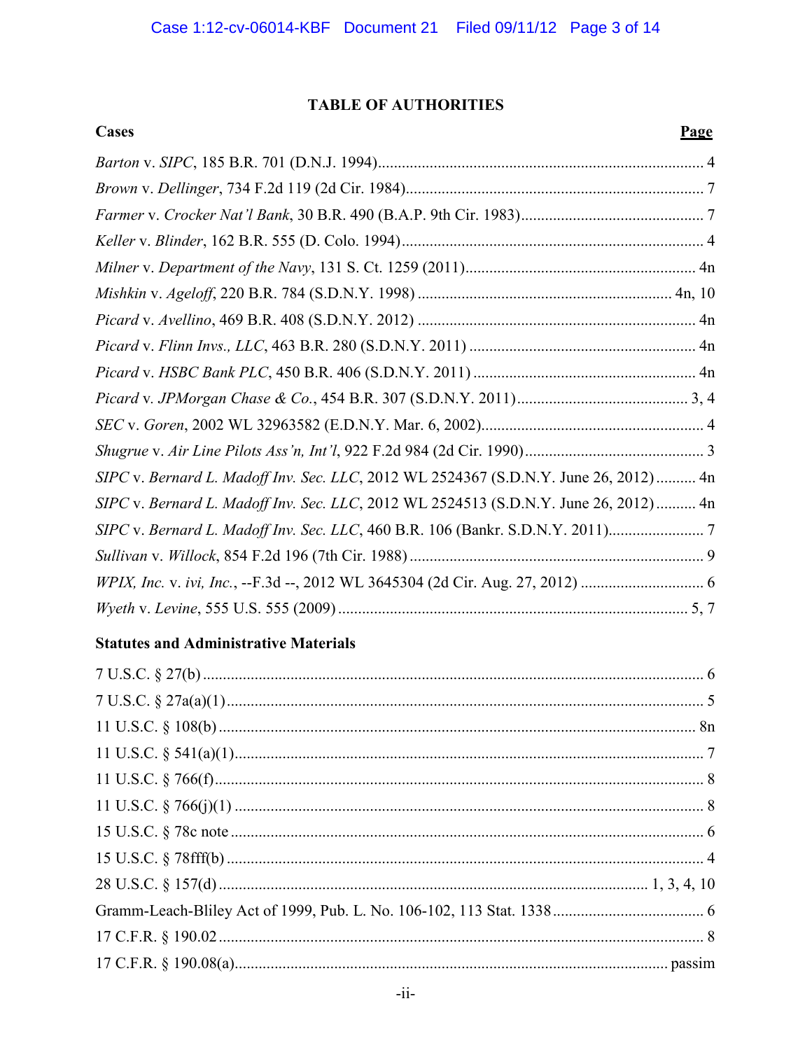# TABLE OF AUTHORITIES

| Cases | Page |
|---|---|
| *Barton* v. *SIPC*, 185 B.R. 701 (D.N.J. 1994) | 4 |
| *Brown* v. *Dellinger*, 734 F.2d 119 (2d Cir. 1984) | 7 |
| *Farmer* v. *Crocker Nat'l Bank*, 30 B.R. 490 (B.A.P. 9th Cir. 1983) | 7 |
| *Keller* v. *Blinder*, 162 B.R. 555 (D. Colo. 1994) | 4 |
| *Milner* v. *Department of the Navy*, 131 S. Ct. 1259 (2011) | 4n |
| *Mishkin* v. *Ageloff*, 220 B.R. 784 (S.D.N.Y. 1998) | 4n, 10 |
| *Picard* v. *Avellino*, 469 B.R. 408 (S.D.N.Y. 2012) | 4n |
| *Picard* v. *Flinn Invs., LLC*, 463 B.R. 280 (S.D.N.Y. 2011) | 4n |
| *Picard* v. *HSBC Bank PLC*, 450 B.R. 406 (S.D.N.Y. 2011) | 4n |
| *Picard* v. *JPMorgan Chase & Co.*, 454 B.R. 307 (S.D.N.Y. 2011) | 3, 4 |
| *SEC* v. *Goren*, 2002 WL 32963582 (E.D.N.Y. Mar. 6, 2002) | 4 |
| *Shugrue* v. *Air Line Pilots Ass'n, Int'l*, 922 F.2d 984 (2d Cir. 1990) | 3 |
| *SIPC* v. *Bernard L. Madoff Inv. Sec. LLC*, 2012 WL 2524367 (S.D.N.Y. June 26, 2012) | 4n |
| *SIPC* v. *Bernard L. Madoff Inv. Sec. LLC*, 2012 WL 2524513 (S.D.N.Y. June 26, 2012) | 4n |
| *SIPC* v. *Bernard L. Madoff Inv. Sec. LLC*, 460 B.R. 106 (Bankr. S.D.N.Y. 2011) | 7 |
| *Sullivan* v. *Willock*, 854 F.2d 196 (7th Cir. 1988) | 9 |
| *WPIX, Inc.* v. *ivi, Inc.*, --F.3d --, 2012 WL 3645304 (2d Cir. Aug. 27, 2012) | 6 |
| *Wyeth* v. *Levine*, 555 U.S. 555 (2009) | 5, 7 |

| Statutes and Administrative Materials | |
|---|---|
| 7 U.S.C. § 27(b) | 6 |
| 7 U.S.C. § 27a(a)(1) | 5 |
| 11 U.S.C. § 108(b) | 8n |
| 11 U.S.C. § 541(a)(1) | 7 |
| 11 U.S.C. § 766(f) | 8 |
| 11 U.S.C. § 766(j)(1) | 8 |
| 15 U.S.C. § 78c note | 6 |
| 15 U.S.C. § 78fff(b) | 4 |
| 28 U.S.C. § 157(d) | 1, 3, 4, 10 |
| Gramm-Leach-Bliley Act of 1999, Pub. L. No. 106-102, 113 Stat. 1338 | 6 |
| 17 C.F.R. § 190.02 | 8 |
| 17 C.F.R. § 190.08(a) | passim |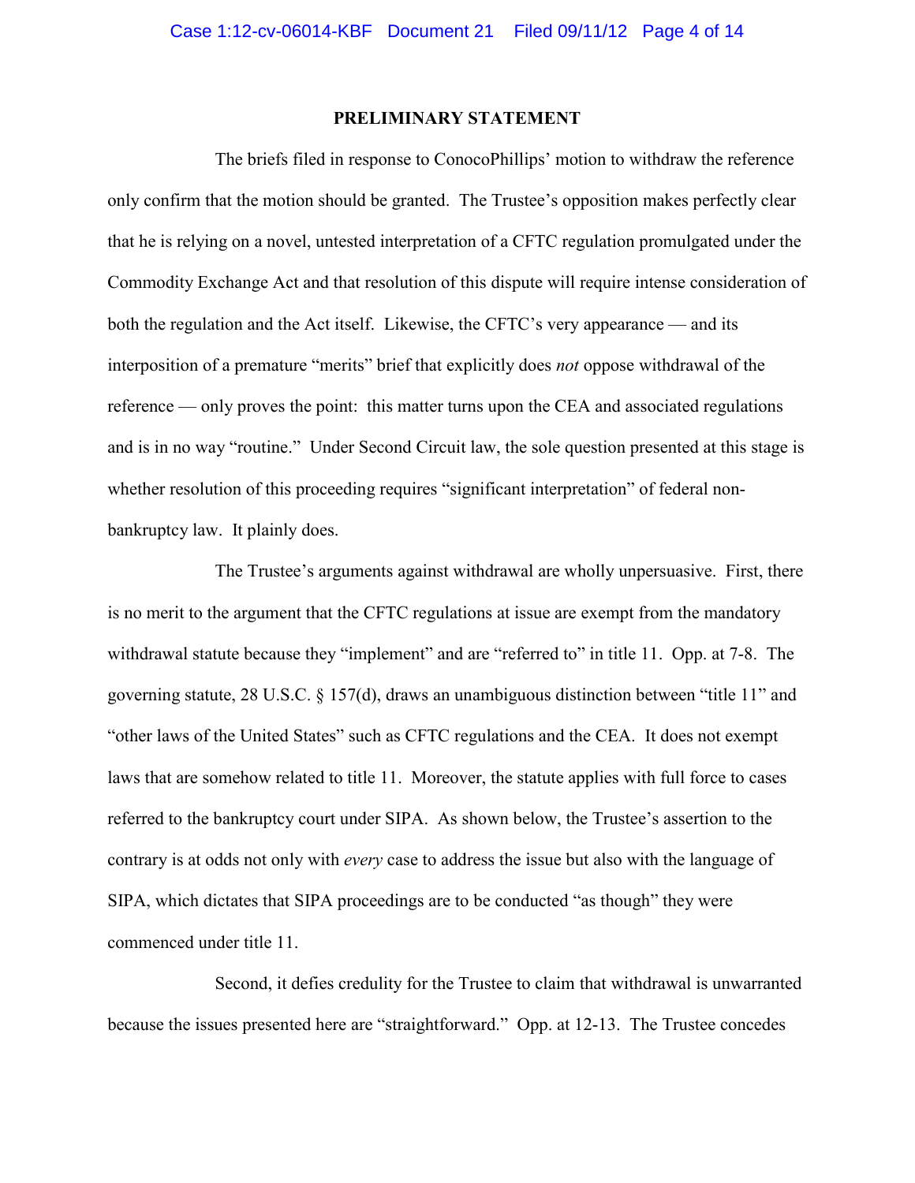## PRELIMINARY STATEMENT

The briefs filed in response to ConocoPhillips' motion to withdraw the reference only confirm that the motion should be granted. The Trustee's opposition makes perfectly clear that he is relying on a novel, untested interpretation of a CFTC regulation promulgated under the Commodity Exchange Act and that resolution of this dispute will require intense consideration of both the regulation and the Act itself. Likewise, the CFTC's very appearance — and its interposition of a premature "merits" brief that explicitly does *not* oppose withdrawal of the reference — only proves the point: this matter turns upon the CEA and associated regulations and is in no way "routine." Under Second Circuit law, the sole question presented at this stage is whether resolution of this proceeding requires "significant interpretation" of federal non-bankruptcy law. It plainly does.

The Trustee's arguments against withdrawal are wholly unpersuasive. First, there is no merit to the argument that the CFTC regulations at issue are exempt from the mandatory withdrawal statute because they "implement" and are "referred to" in title 11. Opp. at 7-8. The governing statute, 28 U.S.C. § 157(d), draws an unambiguous distinction between "title 11" and "other laws of the United States" such as CFTC regulations and the CEA. It does not exempt laws that are somehow related to title 11. Moreover, the statute applies with full force to cases referred to the bankruptcy court under SIPA. As shown below, the Trustee's assertion to the contrary is at odds not only with *every* case to address the issue but also with the language of SIPA, which dictates that SIPA proceedings are to be conducted "as though" they were commenced under title 11.

Second, it defies credulity for the Trustee to claim that withdrawal is unwarranted because the issues presented here are "straightforward." Opp. at 12-13. The Trustee concedes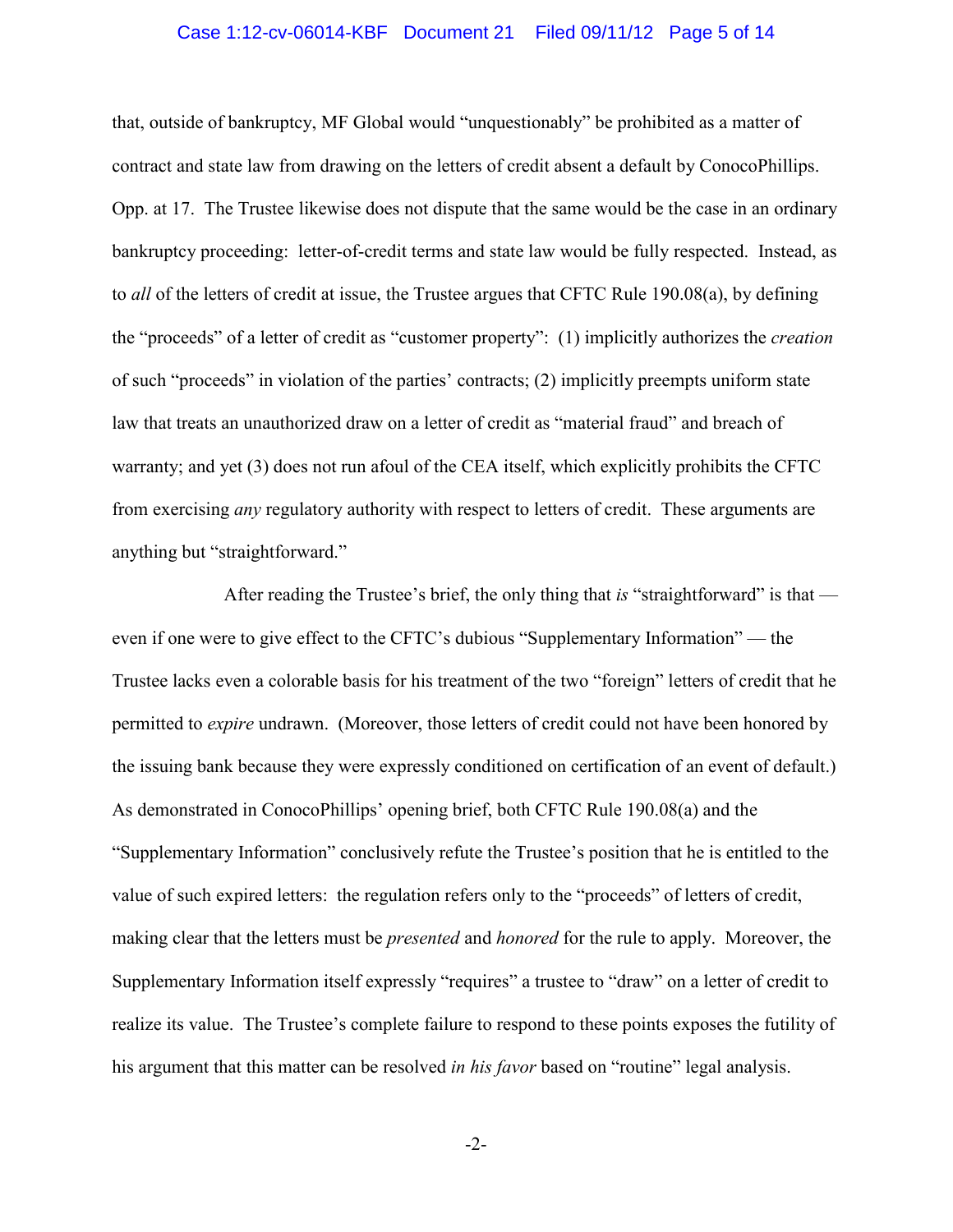that, outside of bankruptcy, MF Global would "unquestionably" be prohibited as a matter of contract and state law from drawing on the letters of credit absent a default by ConocoPhillips. Opp. at 17. The Trustee likewise does not dispute that the same would be the case in an ordinary bankruptcy proceeding: letter-of-credit terms and state law would be fully respected. Instead, as to *all* of the letters of credit at issue, the Trustee argues that CFTC Rule 190.08(a), by defining the "proceeds" of a letter of credit as "customer property": (1) implicitly authorizes the *creation* of such "proceeds" in violation of the parties' contracts; (2) implicitly preempts uniform state law that treats an unauthorized draw on a letter of credit as "material fraud" and breach of warranty; and yet (3) does not run afoul of the CEA itself, which explicitly prohibits the CFTC from exercising *any* regulatory authority with respect to letters of credit. These arguments are anything but "straightforward."

After reading the Trustee's brief, the only thing that *is* "straightforward" is that — even if one were to give effect to the CFTC's dubious "Supplementary Information" — the Trustee lacks even a colorable basis for his treatment of the two "foreign" letters of credit that he permitted to *expire* undrawn. (Moreover, those letters of credit could not have been honored by the issuing bank because they were expressly conditioned on certification of an event of default.) As demonstrated in ConocoPhillips' opening brief, both CFTC Rule 190.08(a) and the "Supplementary Information" conclusively refute the Trustee's position that he is entitled to the value of such expired letters: the regulation refers only to the "proceeds" of letters of credit, making clear that the letters must be *presented* and *honored* for the rule to apply. Moreover, the Supplementary Information itself expressly "requires" a trustee to "draw" on a letter of credit to realize its value. The Trustee's complete failure to respond to these points exposes the futility of his argument that this matter can be resolved *in his favor* based on "routine" legal analysis.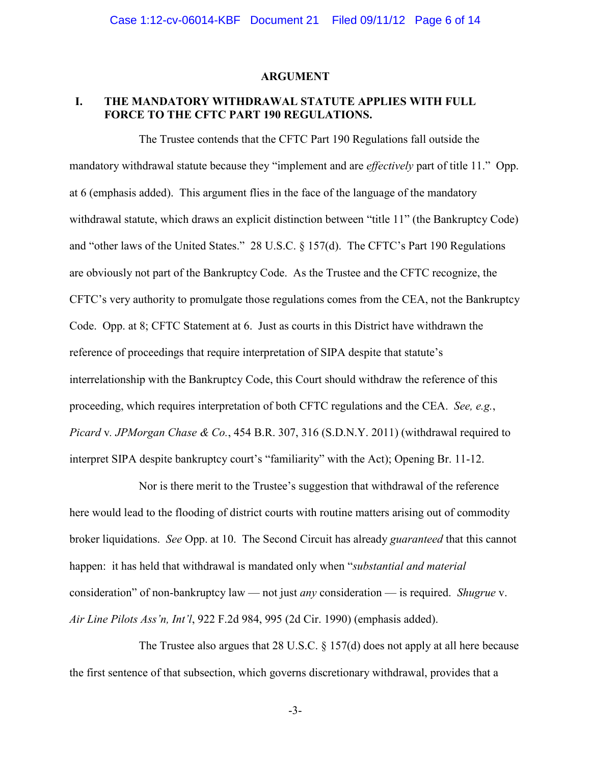## ARGUMENT

### I. THE MANDATORY WITHDRAWAL STATUTE APPLIES WITH FULL FORCE TO THE CFTC PART 190 REGULATIONS.

The Trustee contends that the CFTC Part 190 Regulations fall outside the mandatory withdrawal statute because they "implement and are *effectively* part of title 11." Opp. at 6 (emphasis added). This argument flies in the face of the language of the mandatory withdrawal statute, which draws an explicit distinction between "title 11" (the Bankruptcy Code) and "other laws of the United States." 28 U.S.C. § 157(d). The CFTC's Part 190 Regulations are obviously not part of the Bankruptcy Code. As the Trustee and the CFTC recognize, the CFTC's very authority to promulgate those regulations comes from the CEA, not the Bankruptcy Code. Opp. at 8; CFTC Statement at 6. Just as courts in this District have withdrawn the reference of proceedings that require interpretation of SIPA despite that statute's interrelationship with the Bankruptcy Code, this Court should withdraw the reference of this proceeding, which requires interpretation of both CFTC regulations and the CEA. *See, e.g.*, *Picard* v. *JPMorgan Chase & Co.*, 454 B.R. 307, 316 (S.D.N.Y. 2011) (withdrawal required to interpret SIPA despite bankruptcy court's "familiarity" with the Act); Opening Br. 11-12.

Nor is there merit to the Trustee's suggestion that withdrawal of the reference here would lead to the flooding of district courts with routine matters arising out of commodity broker liquidations. *See* Opp. at 10. The Second Circuit has already *guaranteed* that this cannot happen: it has held that withdrawal is mandated only when "*substantial and material* consideration" of non-bankruptcy law — not just *any* consideration — is required. *Shugrue* v. *Air Line Pilots Ass'n, Int'l*, 922 F.2d 984, 995 (2d Cir. 1990) (emphasis added).

The Trustee also argues that 28 U.S.C. § 157(d) does not apply at all here because the first sentence of that subsection, which governs discretionary withdrawal, provides that a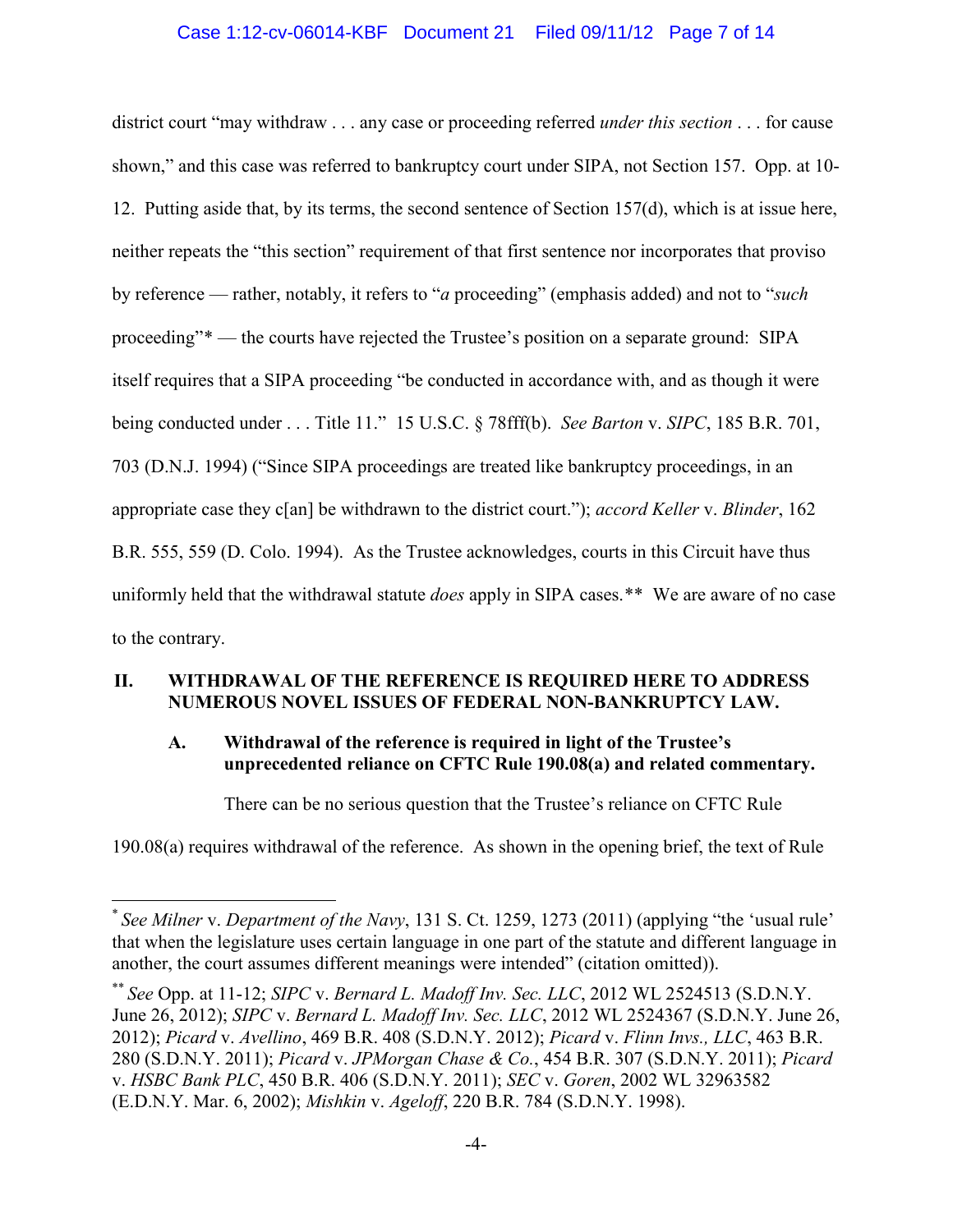district court "may withdraw . . . any case or proceeding referred *under this section* . . . for cause shown," and this case was referred to bankruptcy court under SIPA, not Section 157. Opp. at 10-12. Putting aside that, by its terms, the second sentence of Section 157(d), which is at issue here, neither repeats the "this section" requirement of that first sentence nor incorporates that proviso by reference — rather, notably, it refers to "*a* proceeding" (emphasis added) and not to "*such* proceeding"* — the courts have rejected the Trustee's position on a separate ground: SIPA itself requires that a SIPA proceeding "be conducted in accordance with, and as though it were being conducted under . . . Title 11." 15 U.S.C. § 78fff(b). *See Barton* v. *SIPC*, 185 B.R. 701, 703 (D.N.J. 1994) ("Since SIPA proceedings are treated like bankruptcy proceedings, in an appropriate case they c[an] be withdrawn to the district court."); *accord Keller* v. *Blinder*, 162 B.R. 555, 559 (D. Colo. 1994). As the Trustee acknowledges, courts in this Circuit have thus uniformly held that the withdrawal statute *does* apply in SIPA cases.** We are aware of no case to the contrary.

## II. WITHDRAWAL OF THE REFERENCE IS REQUIRED HERE TO ADDRESS NUMEROUS NOVEL ISSUES OF FEDERAL NON-BANKRUPTCY LAW.

### A. Withdrawal of the reference is required in light of the Trustee's unprecedented reliance on CFTC Rule 190.08(a) and related commentary.

There can be no serious question that the Trustee's reliance on CFTC Rule 190.08(a) requires withdrawal of the reference. As shown in the opening brief, the text of Rule

---

\* *See Milner* v. *Department of the Navy*, 131 S. Ct. 1259, 1273 (2011) (applying "the 'usual rule' that when the legislature uses certain language in one part of the statute and different language in another, the court assumes different meanings were intended" (citation omitted)).

\*\* *See* Opp. at 11-12; *SIPC* v. *Bernard L. Madoff Inv. Sec. LLC*, 2012 WL 2524513 (S.D.N.Y. June 26, 2012); *SIPC* v. *Bernard L. Madoff Inv. Sec. LLC*, 2012 WL 2524367 (S.D.N.Y. June 26, 2012); *Picard* v. *Avellino*, 469 B.R. 408 (S.D.N.Y. 2012); *Picard* v. *Flinn Invs., LLC*, 463 B.R. 280 (S.D.N.Y. 2011); *Picard* v. *JPMorgan Chase & Co.*, 454 B.R. 307 (S.D.N.Y. 2011); *Picard* v. *HSBC Bank PLC*, 450 B.R. 406 (S.D.N.Y. 2011); *SEC* v. *Goren*, 2002 WL 32963582 (E.D.N.Y. Mar. 6, 2002); *Mishkin* v. *Ageloff*, 220 B.R. 784 (S.D.N.Y. 1998).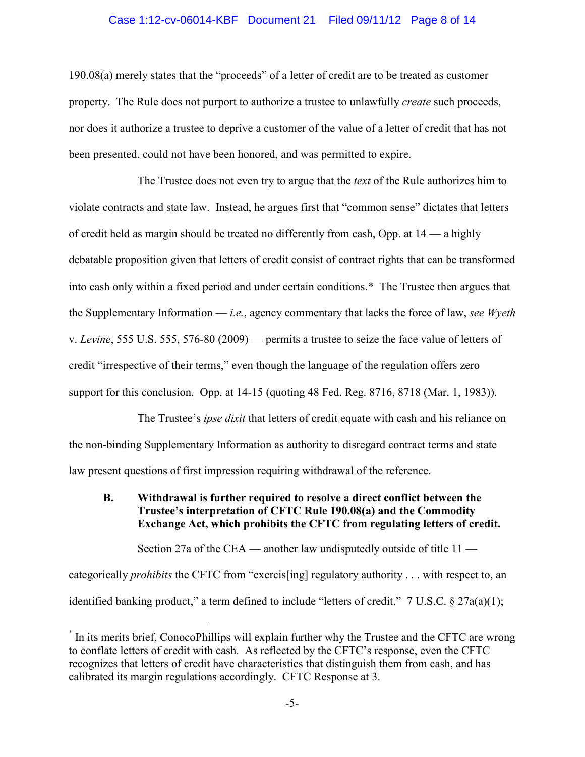190.08(a) merely states that the "proceeds" of a letter of credit are to be treated as customer property. The Rule does not purport to authorize a trustee to unlawfully *create* such proceeds, nor does it authorize a trustee to deprive a customer of the value of a letter of credit that has not been presented, could not have been honored, and was permitted to expire.

The Trustee does not even try to argue that the *text* of the Rule authorizes him to violate contracts and state law. Instead, he argues first that "common sense" dictates that letters of credit held as margin should be treated no differently from cash, Opp. at 14 — a highly debatable proposition given that letters of credit consist of contract rights that can be transformed into cash only within a fixed period and under certain conditions.* The Trustee then argues that the Supplementary Information — *i.e.*, agency commentary that lacks the force of law, *see Wyeth* v. *Levine*, 555 U.S. 555, 576-80 (2009) — permits a trustee to seize the face value of letters of credit "irrespective of their terms," even though the language of the regulation offers zero support for this conclusion. Opp. at 14-15 (quoting 48 Fed. Reg. 8716, 8718 (Mar. 1, 1983)).

The Trustee's *ipse dixit* that letters of credit equate with cash and his reliance on the non-binding Supplementary Information as authority to disregard contract terms and state law present questions of first impression requiring withdrawal of the reference.

### B. Withdrawal is further required to resolve a direct conflict between the Trustee's interpretation of CFTC Rule 190.08(a) and the Commodity Exchange Act, which prohibits the CFTC from regulating letters of credit.

Section 27a of the CEA — another law undisputedly outside of title 11 — categorically *prohibits* the CFTC from "exercis[ing] regulatory authority . . . with respect to, an identified banking product," a term defined to include "letters of credit." 7 U.S.C. § 27a(a)(1);

---

* In its merits brief, ConocoPhillips will explain further why the Trustee and the CFTC are wrong to conflate letters of credit with cash. As reflected by the CFTC's response, even the CFTC recognizes that letters of credit have characteristics that distinguish them from cash, and has calibrated its margin regulations accordingly. CFTC Response at 3.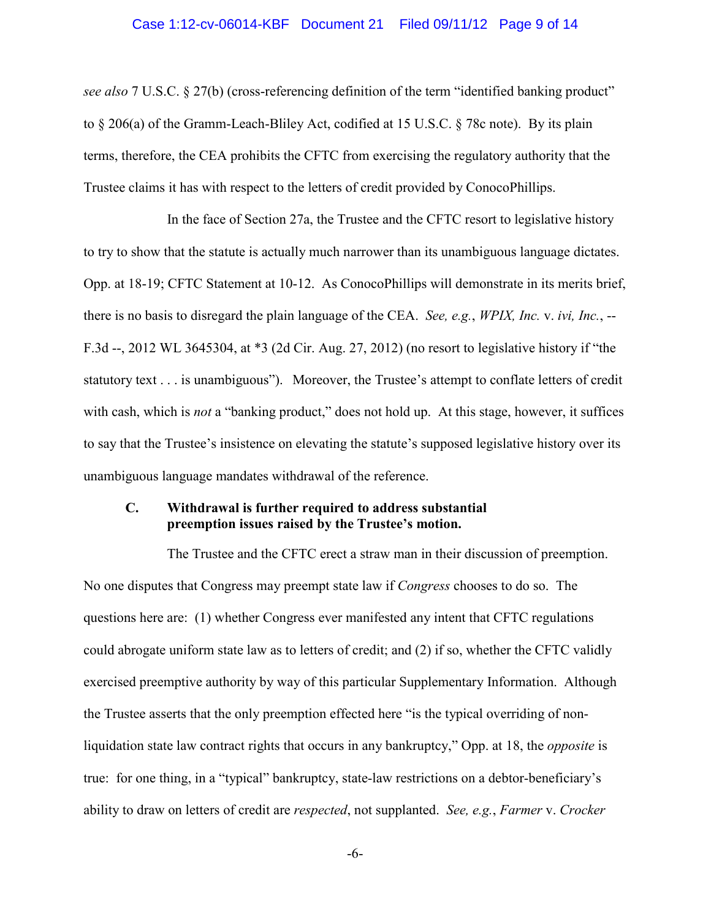*see also* 7 U.S.C. § 27(b) (cross-referencing definition of the term "identified banking product" to § 206(a) of the Gramm-Leach-Bliley Act, codified at 15 U.S.C. § 78c note). By its plain terms, therefore, the CEA prohibits the CFTC from exercising the regulatory authority that the Trustee claims it has with respect to the letters of credit provided by ConocoPhillips.

In the face of Section 27a, the Trustee and the CFTC resort to legislative history to try to show that the statute is actually much narrower than its unambiguous language dictates. Opp. at 18-19; CFTC Statement at 10-12. As ConocoPhillips will demonstrate in its merits brief, there is no basis to disregard the plain language of the CEA. *See, e.g.*, *WPIX, Inc.* v. *ivi, Inc.*, -- F.3d --, 2012 WL 3645304, at *3 (2d Cir. Aug. 27, 2012) (no resort to legislative history if "the statutory text . . . is unambiguous"). Moreover, the Trustee's attempt to conflate letters of credit with cash, which is *not* a "banking product," does not hold up. At this stage, however, it suffices to say that the Trustee's insistence on elevating the statute's supposed legislative history over its unambiguous language mandates withdrawal of the reference.

### C. Withdrawal is further required to address substantial preemption issues raised by the Trustee's motion.

The Trustee and the CFTC erect a straw man in their discussion of preemption. No one disputes that Congress may preempt state law if *Congress* chooses to do so. The questions here are: (1) whether Congress ever manifested any intent that CFTC regulations could abrogate uniform state law as to letters of credit; and (2) if so, whether the CFTC validly exercised preemptive authority by way of this particular Supplementary Information. Although the Trustee asserts that the only preemption effected here "is the typical overriding of non-liquidation state law contract rights that occurs in any bankruptcy," Opp. at 18, the *opposite* is true: for one thing, in a "typical" bankruptcy, state-law restrictions on a debtor-beneficiary's ability to draw on letters of credit are *respected*, not supplanted. *See, e.g.*, *Farmer* v. *Crocker*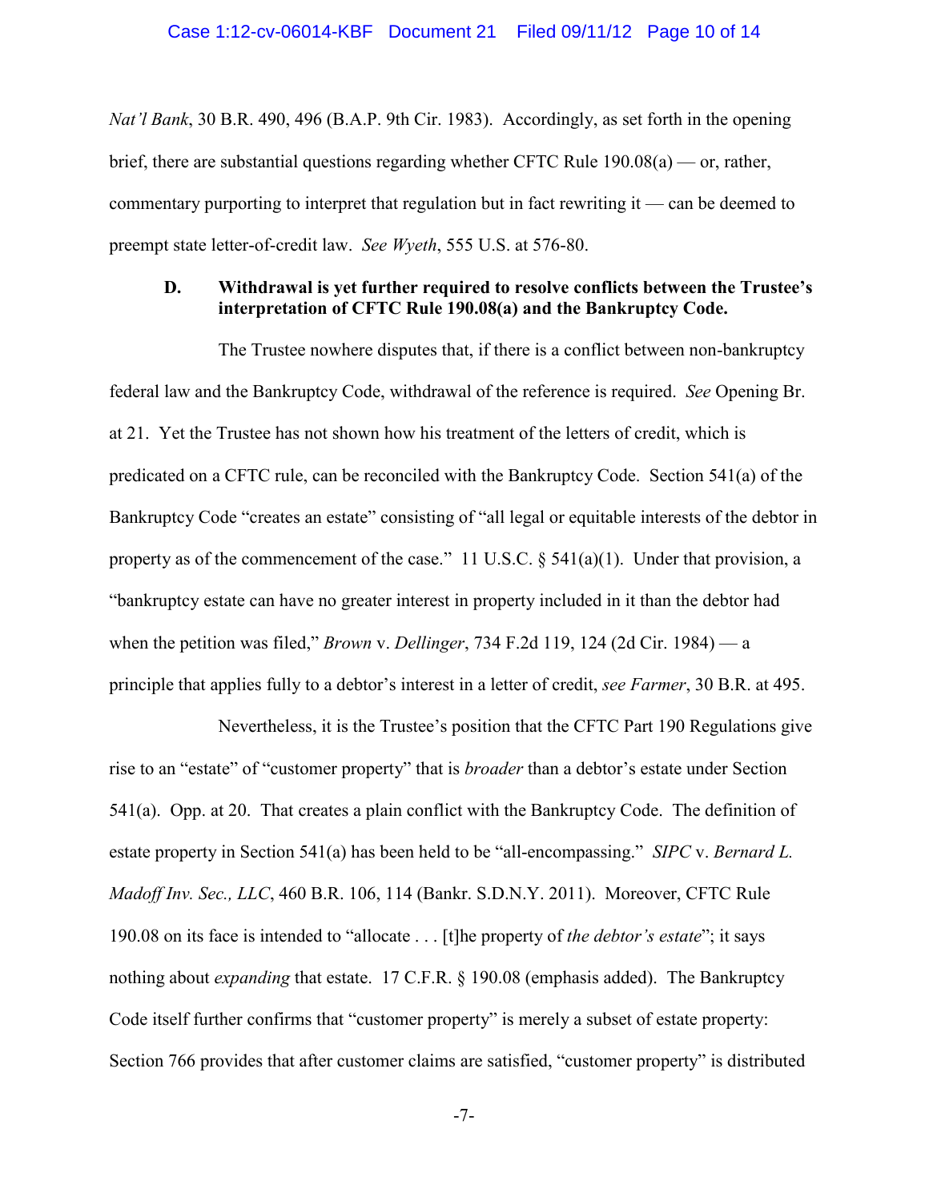*Nat'l Bank*, 30 B.R. 490, 496 (B.A.P. 9th Cir. 1983). Accordingly, as set forth in the opening brief, there are substantial questions regarding whether CFTC Rule 190.08(a) — or, rather, commentary purporting to interpret that regulation but in fact rewriting it — can be deemed to preempt state letter-of-credit law. *See Wyeth*, 555 U.S. at 576-80.

### D. Withdrawal is yet further required to resolve conflicts between the Trustee's interpretation of CFTC Rule 190.08(a) and the Bankruptcy Code.

The Trustee nowhere disputes that, if there is a conflict between non-bankruptcy federal law and the Bankruptcy Code, withdrawal of the reference is required. *See* Opening Br. at 21. Yet the Trustee has not shown how his treatment of the letters of credit, which is predicated on a CFTC rule, can be reconciled with the Bankruptcy Code. Section 541(a) of the Bankruptcy Code "creates an estate" consisting of "all legal or equitable interests of the debtor in property as of the commencement of the case." 11 U.S.C. § 541(a)(1). Under that provision, a "bankruptcy estate can have no greater interest in property included in it than the debtor had when the petition was filed," *Brown* v. *Dellinger*, 734 F.2d 119, 124 (2d Cir. 1984) — a principle that applies fully to a debtor's interest in a letter of credit, *see Farmer*, 30 B.R. at 495.

Nevertheless, it is the Trustee's position that the CFTC Part 190 Regulations give rise to an "estate" of "customer property" that is *broader* than a debtor's estate under Section 541(a). Opp. at 20. That creates a plain conflict with the Bankruptcy Code. The definition of estate property in Section 541(a) has been held to be "all-encompassing." *SIPC* v. *Bernard L. Madoff Inv. Sec., LLC*, 460 B.R. 106, 114 (Bankr. S.D.N.Y. 2011). Moreover, CFTC Rule 190.08 on its face is intended to "allocate . . . [t]he property of *the debtor's estate*"; it says nothing about *expanding* that estate. 17 C.F.R. § 190.08 (emphasis added). The Bankruptcy Code itself further confirms that "customer property" is merely a subset of estate property: Section 766 provides that after customer claims are satisfied, "customer property" is distributed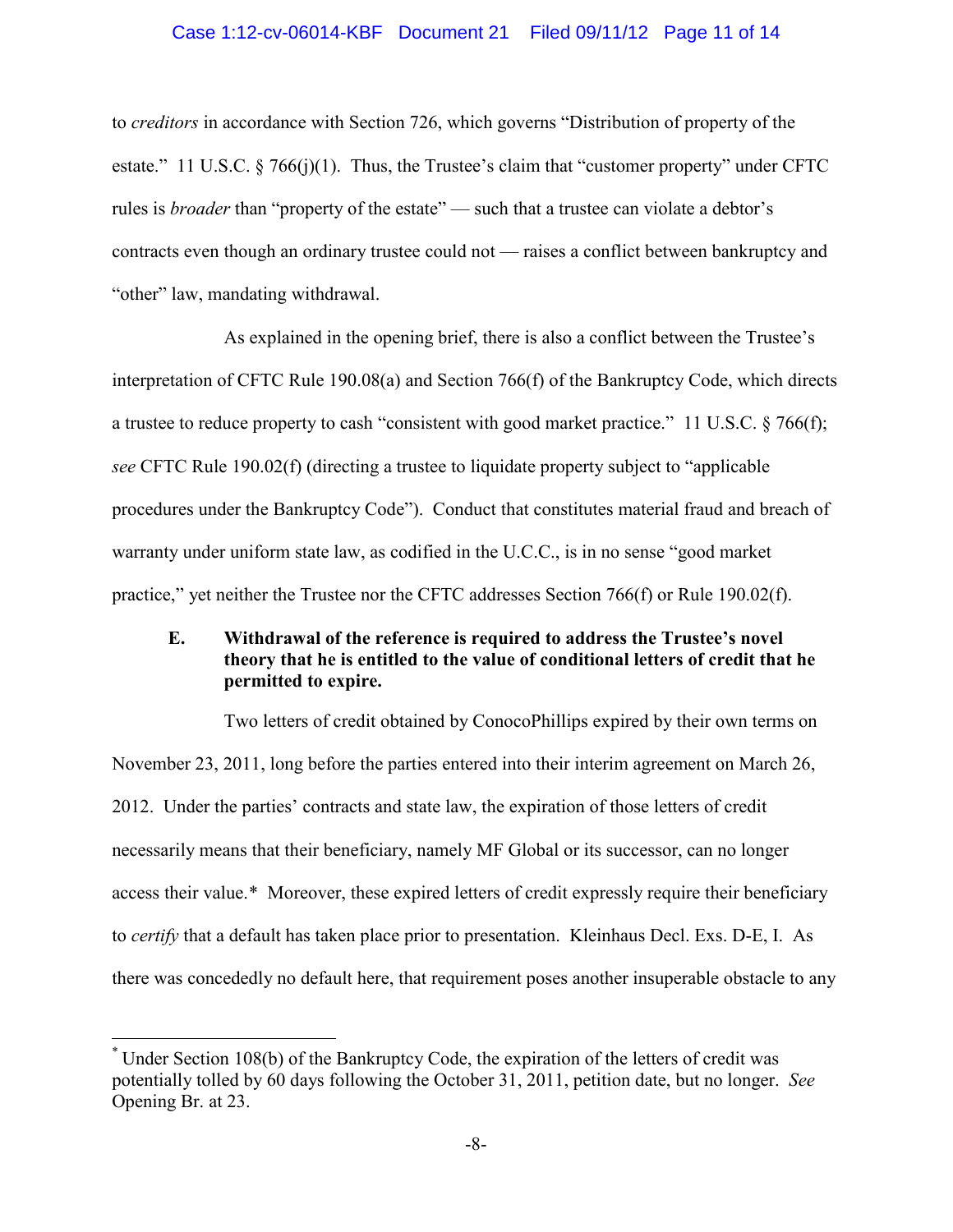to *creditors* in accordance with Section 726, which governs "Distribution of property of the estate." 11 U.S.C. § 766(j)(1). Thus, the Trustee's claim that "customer property" under CFTC rules is *broader* than "property of the estate" — such that a trustee can violate a debtor's contracts even though an ordinary trustee could not — raises a conflict between bankruptcy and "other" law, mandating withdrawal.

As explained in the opening brief, there is also a conflict between the Trustee's interpretation of CFTC Rule 190.08(a) and Section 766(f) of the Bankruptcy Code, which directs a trustee to reduce property to cash "consistent with good market practice." 11 U.S.C. § 766(f); *see* CFTC Rule 190.02(f) (directing a trustee to liquidate property subject to "applicable procedures under the Bankruptcy Code"). Conduct that constitutes material fraud and breach of warranty under uniform state law, as codified in the U.C.C., is in no sense "good market practice," yet neither the Trustee nor the CFTC addresses Section 766(f) or Rule 190.02(f).

### E. Withdrawal of the reference is required to address the Trustee's novel theory that he is entitled to the value of conditional letters of credit that he permitted to expire.

Two letters of credit obtained by ConocoPhillips expired by their own terms on November 23, 2011, long before the parties entered into their interim agreement on March 26, 2012. Under the parties' contracts and state law, the expiration of those letters of credit necessarily means that their beneficiary, namely MF Global or its successor, can no longer access their value.* Moreover, these expired letters of credit expressly require their beneficiary to *certify* that a default has taken place prior to presentation. Kleinhaus Decl. Exs. D-E, I. As there was concededly no default here, that requirement poses another insuperable obstacle to any

---

* Under Section 108(b) of the Bankruptcy Code, the expiration of the letters of credit was potentially tolled by 60 days following the October 31, 2011, petition date, but no longer. *See* Opening Br. at 23.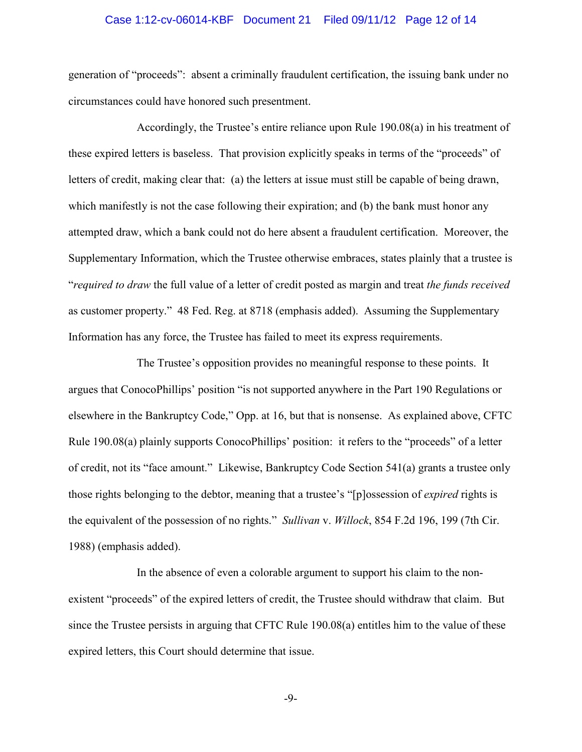generation of "proceeds": absent a criminally fraudulent certification, the issuing bank under no circumstances could have honored such presentment.

Accordingly, the Trustee's entire reliance upon Rule 190.08(a) in his treatment of these expired letters is baseless. That provision explicitly speaks in terms of the "proceeds" of letters of credit, making clear that: (a) the letters at issue must still be capable of being drawn, which manifestly is not the case following their expiration; and (b) the bank must honor any attempted draw, which a bank could not do here absent a fraudulent certification. Moreover, the Supplementary Information, which the Trustee otherwise embraces, states plainly that a trustee is "*required to draw* the full value of a letter of credit posted as margin and treat *the funds received* as customer property." 48 Fed. Reg. at 8718 (emphasis added). Assuming the Supplementary Information has any force, the Trustee has failed to meet its express requirements.

The Trustee's opposition provides no meaningful response to these points. It argues that ConocoPhillips' position "is not supported anywhere in the Part 190 Regulations or elsewhere in the Bankruptcy Code," Opp. at 16, but that is nonsense. As explained above, CFTC Rule 190.08(a) plainly supports ConocoPhillips' position: it refers to the "proceeds" of a letter of credit, not its "face amount." Likewise, Bankruptcy Code Section 541(a) grants a trustee only those rights belonging to the debtor, meaning that a trustee's "[p]ossession of *expired* rights is the equivalent of the possession of no rights." *Sullivan* v. *Willock*, 854 F.2d 196, 199 (7th Cir. 1988) (emphasis added).

In the absence of even a colorable argument to support his claim to the non-existent "proceeds" of the expired letters of credit, the Trustee should withdraw that claim. But since the Trustee persists in arguing that CFTC Rule 190.08(a) entitles him to the value of these expired letters, this Court should determine that issue.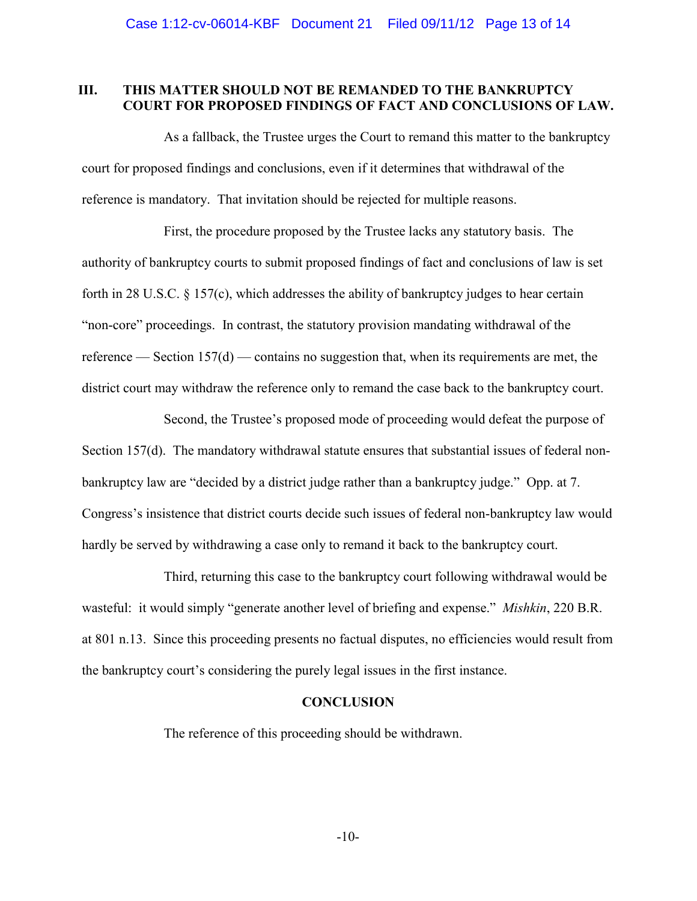## III. THIS MATTER SHOULD NOT BE REMANDED TO THE BANKRUPTCY COURT FOR PROPOSED FINDINGS OF FACT AND CONCLUSIONS OF LAW.

As a fallback, the Trustee urges the Court to remand this matter to the bankruptcy court for proposed findings and conclusions, even if it determines that withdrawal of the reference is mandatory. That invitation should be rejected for multiple reasons.

First, the procedure proposed by the Trustee lacks any statutory basis. The authority of bankruptcy courts to submit proposed findings of fact and conclusions of law is set forth in 28 U.S.C. § 157(c), which addresses the ability of bankruptcy judges to hear certain "non-core" proceedings. In contrast, the statutory provision mandating withdrawal of the reference — Section 157(d) — contains no suggestion that, when its requirements are met, the district court may withdraw the reference only to remand the case back to the bankruptcy court.

Second, the Trustee's proposed mode of proceeding would defeat the purpose of Section 157(d). The mandatory withdrawal statute ensures that substantial issues of federal non-bankruptcy law are "decided by a district judge rather than a bankruptcy judge." Opp. at 7. Congress's insistence that district courts decide such issues of federal non-bankruptcy law would hardly be served by withdrawing a case only to remand it back to the bankruptcy court.

Third, returning this case to the bankruptcy court following withdrawal would be wasteful: it would simply "generate another level of briefing and expense." *Mishkin*, 220 B.R. at 801 n.13. Since this proceeding presents no factual disputes, no efficiencies would result from the bankruptcy court's considering the purely legal issues in the first instance.

## CONCLUSION

The reference of this proceeding should be withdrawn.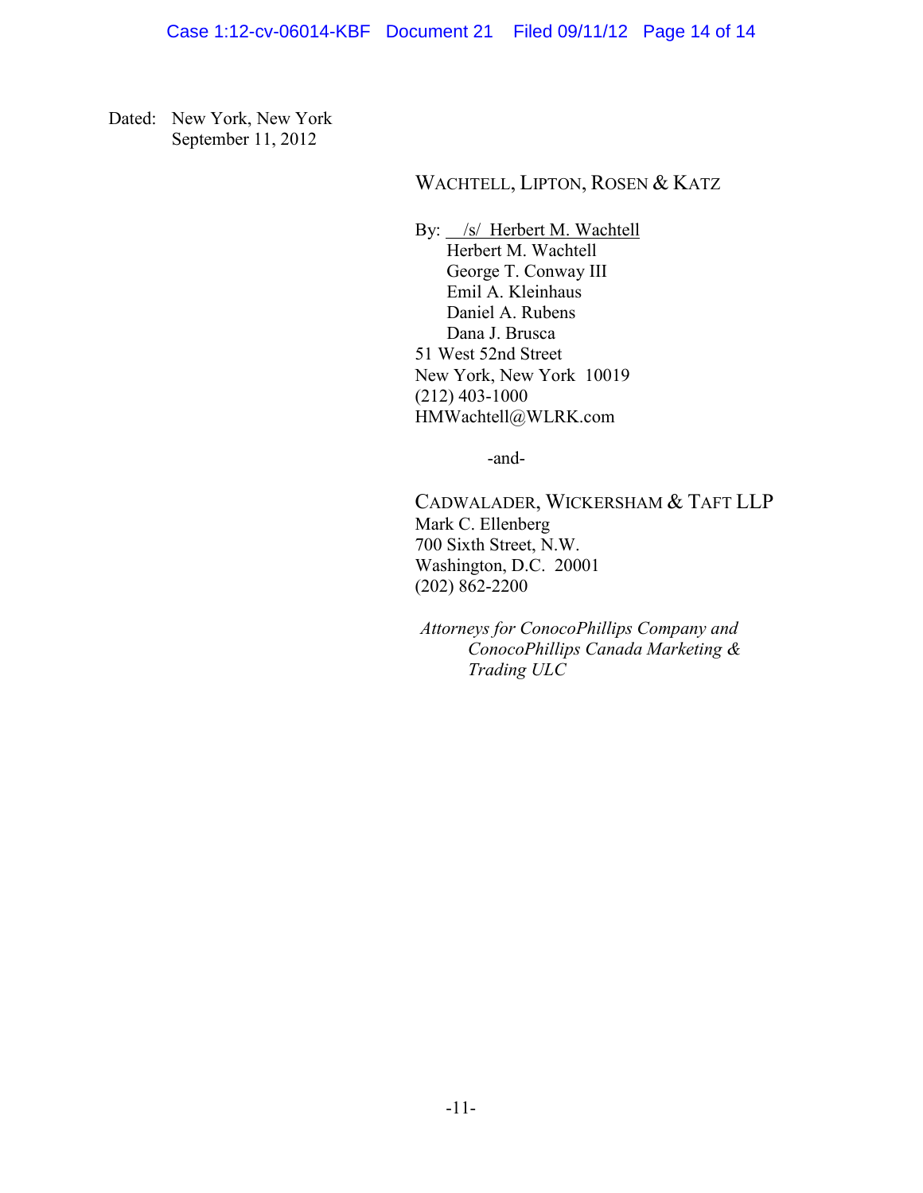Dated: New York, New York
September 11, 2012

WACHTELL, LIPTON, ROSEN & KATZ

By: /s/ Herbert M. Wachtell
Herbert M. Wachtell
George T. Conway III
Emil A. Kleinhaus
Daniel A. Rubens
Dana J. Brusca
51 West 52nd Street
New York, New York 10019
(212) 403-1000
HMWachtell@WLRK.com

-and-

CADWALADER, WICKERSHAM & TAFT LLP
Mark C. Ellenberg
700 Sixth Street, N.W.
Washington, D.C. 20001
(202) 862-2200

*Attorneys for ConocoPhillips Company and ConocoPhillips Canada Marketing & Trading ULC*